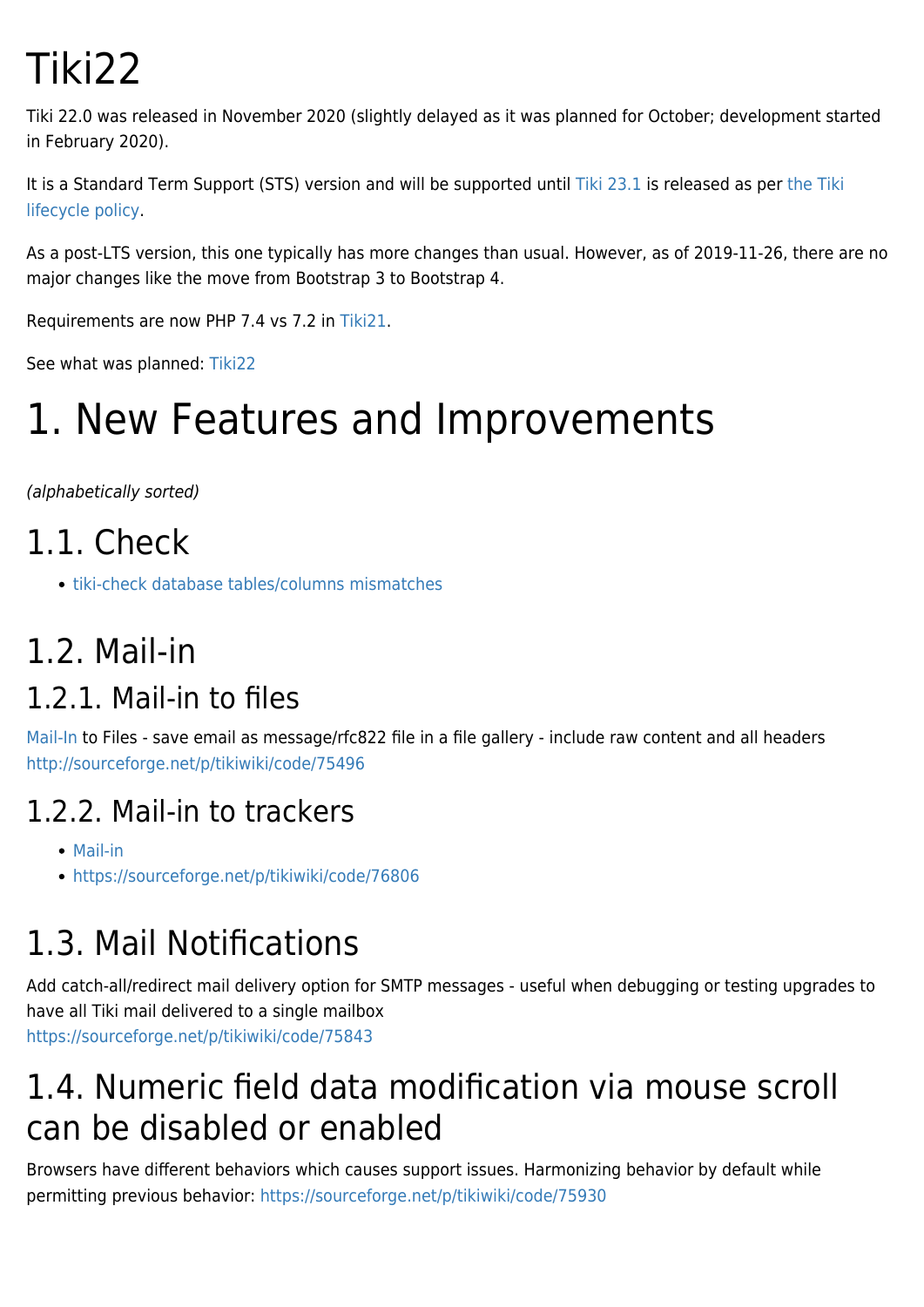# Tiki22

Tiki 22.0 was released in November 2020 (slightly delayed as it was planned for October; development started in February 2020).

It is a Standard Term Support (STS) version and will be supported until Tiki 23.1 is released as per the Tiki lifecycle policy.

As a post-LTS version, this one typically has more changes than usual. However, as of 2019-11-26, there are no major changes like the move from Bootstrap 3 to Bootstrap 4.

Requirements are now PHP 7.4 vs 7.2 in Tiki21.

See what was planned: Tiki22

# 1. New Features and Improvements

*(alphabetically sorted)*

## 1.1. Check

- tiki-check database tables/columns mismatches

## 1.2. Mail-in

### 1.2.1. Mail-in to files

Mail-In to Files - save email as message/rfc822 file in a file gallery - include raw content and all headers
http://sourceforge.net/p/tikiwiki/code/75496

### 1.2.2. Mail-in to trackers

- Mail-in
- https://sourceforge.net/p/tikiwiki/code/76806

## 1.3. Mail Notifications

Add catch-all/redirect mail delivery option for SMTP messages - useful when debugging or testing upgrades to have all Tiki mail delivered to a single mailbox
https://sourceforge.net/p/tikiwiki/code/75843

## 1.4. Numeric field data modification via mouse scroll can be disabled or enabled

Browsers have different behaviors which causes support issues. Harmonizing behavior by default while permitting previous behavior: https://sourceforge.net/p/tikiwiki/code/75930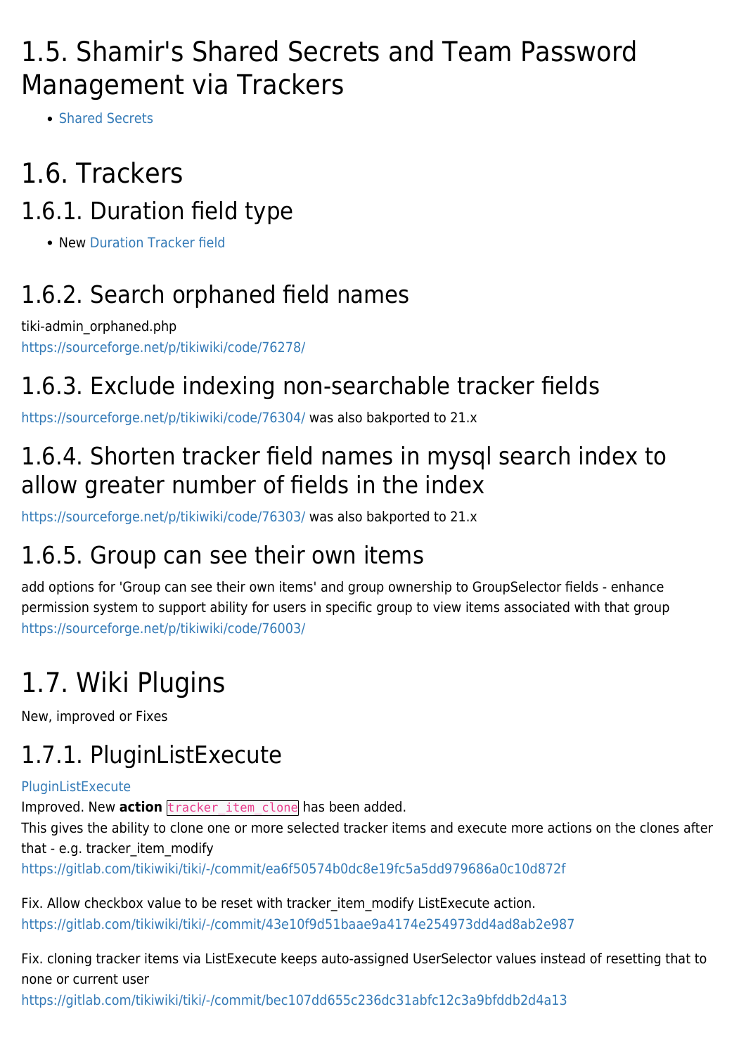# 1.5. Shamir's Shared Secrets and Team Password Management via Trackers

- Shared Secrets

# 1.6. Trackers

## 1.6.1. Duration field type

- New Duration Tracker field

## 1.6.2. Search orphaned field names

tiki-admin_orphaned.php
https://sourceforge.net/p/tikiwiki/code/76278/

## 1.6.3. Exclude indexing non-searchable tracker fields

https://sourceforge.net/p/tikiwiki/code/76304/ was also bakported to 21.x

## 1.6.4. Shorten tracker field names in mysql search index to allow greater number of fields in the index

https://sourceforge.net/p/tikiwiki/code/76303/ was also bakported to 21.x

## 1.6.5. Group can see their own items

add options for 'Group can see their own items' and group ownership to GroupSelector fields - enhance permission system to support ability for users in specific group to view items associated with that group
https://sourceforge.net/p/tikiwiki/code/76003/

# 1.7. Wiki Plugins

New, improved or Fixes

## 1.7.1. PluginListExecute

PluginListExecute
Improved. New **action** `tracker_item_clone` has been added.
This gives the ability to clone one or more selected tracker items and execute more actions on the clones after that - e.g. tracker_item_modify
https://gitlab.com/tikiwiki/tiki/-/commit/ea6f50574b0dc8e19fc5a5dd979686a0c10d872f

Fix. Allow checkbox value to be reset with tracker_item_modify ListExecute action.
https://gitlab.com/tikiwiki/tiki/-/commit/43e10f9d51baae9a4174e254973dd4ad8ab2e987

Fix. cloning tracker items via ListExecute keeps auto-assigned UserSelector values instead of resetting that to none or current user
https://gitlab.com/tikiwiki/tiki/-/commit/bec107dd655c236dc31abfc12c3a9bfddb2d4a13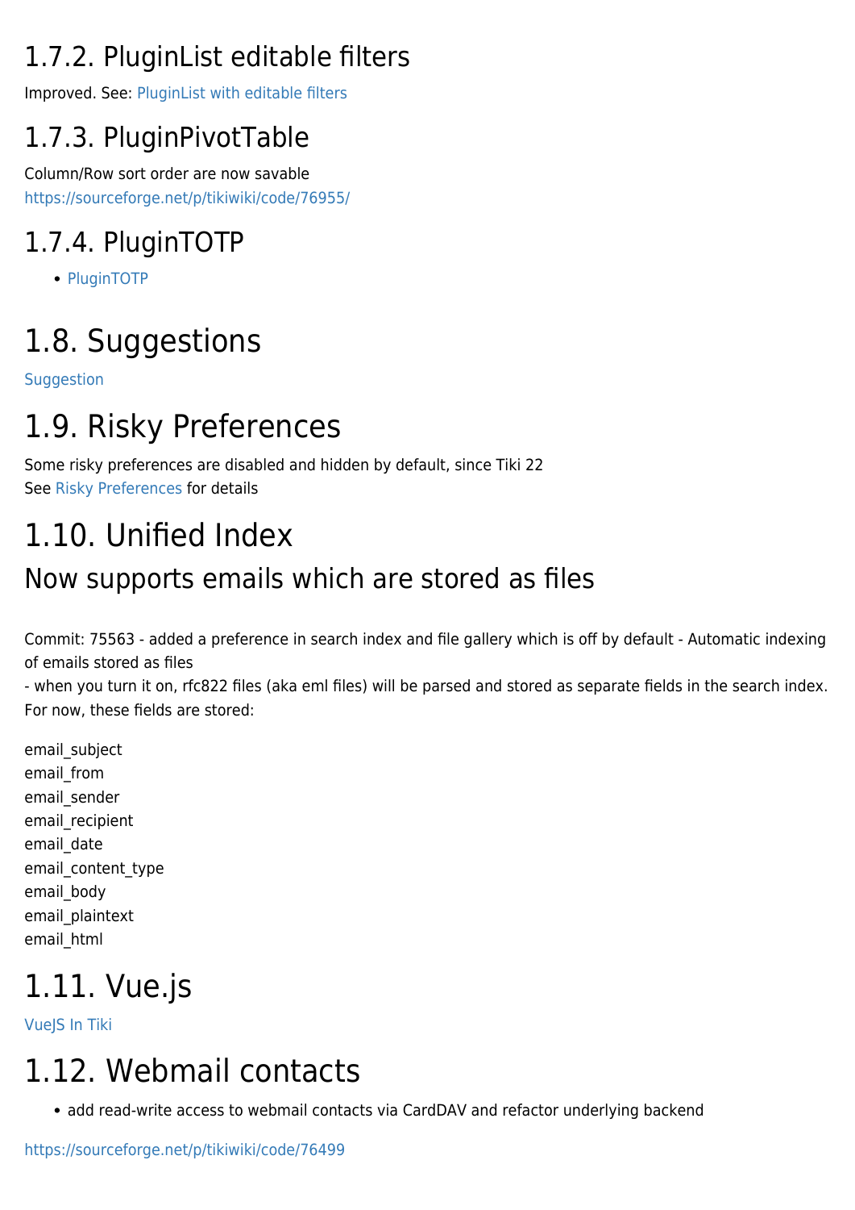### 1.7.2. PluginList editable filters

Improved. See: PluginList with editable filters

### 1.7.3. PluginPivotTable

Column/Row sort order are now savable
https://sourceforge.net/p/tikiwiki/code/76955/

### 1.7.4. PluginTOTP

- PluginTOTP

## 1.8. Suggestions

Suggestion

## 1.9. Risky Preferences

Some risky preferences are disabled and hidden by default, since Tiki 22
See Risky Preferences for details

## 1.10. Unified Index

### Now supports emails which are stored as files

Commit: 75563 - added a preference in search index and file gallery which is off by default - Automatic indexing of emails stored as files
- when you turn it on, rfc822 files (aka eml files) will be parsed and stored as separate fields in the search index. For now, these fields are stored:

email_subject
email_from
email_sender
email_recipient
email_date
email_content_type
email_body
email_plaintext
email_html

## 1.11. Vue.js

VueJS In Tiki

## 1.12. Webmail contacts

- add read-write access to webmail contacts via CardDAV and refactor underlying backend

https://sourceforge.net/p/tikiwiki/code/76499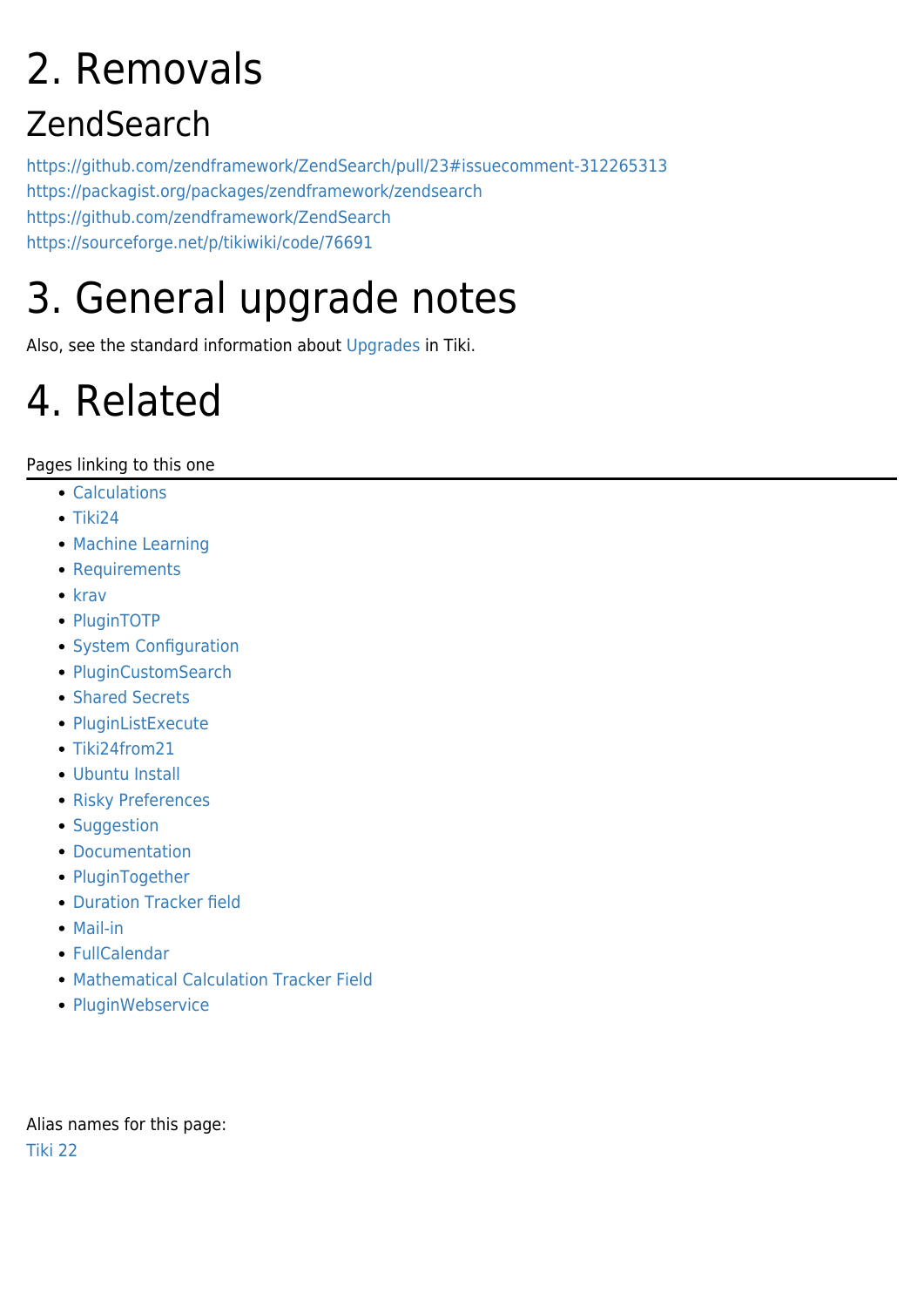# 2. Removals

## ZendSearch

https://github.com/zendframework/ZendSearch/pull/23#issuecomment-312265313
https://packagist.org/packages/zendframework/zendsearch
https://github.com/zendframework/ZendSearch
https://sourceforge.net/p/tikiwiki/code/76691

# 3. General upgrade notes

Also, see the standard information about Upgrades in Tiki.

# 4. Related

Pages linking to this one

- Calculations
- Tiki24
- Machine Learning
- Requirements
- krav
- PluginTOTP
- System Configuration
- PluginCustomSearch
- Shared Secrets
- PluginListExecute
- Tiki24from21
- Ubuntu Install
- Risky Preferences
- Suggestion
- Documentation
- PluginTogether
- Duration Tracker field
- Mail-in
- FullCalendar
- Mathematical Calculation Tracker Field
- PluginWebservice

Alias names for this page:
Tiki 22